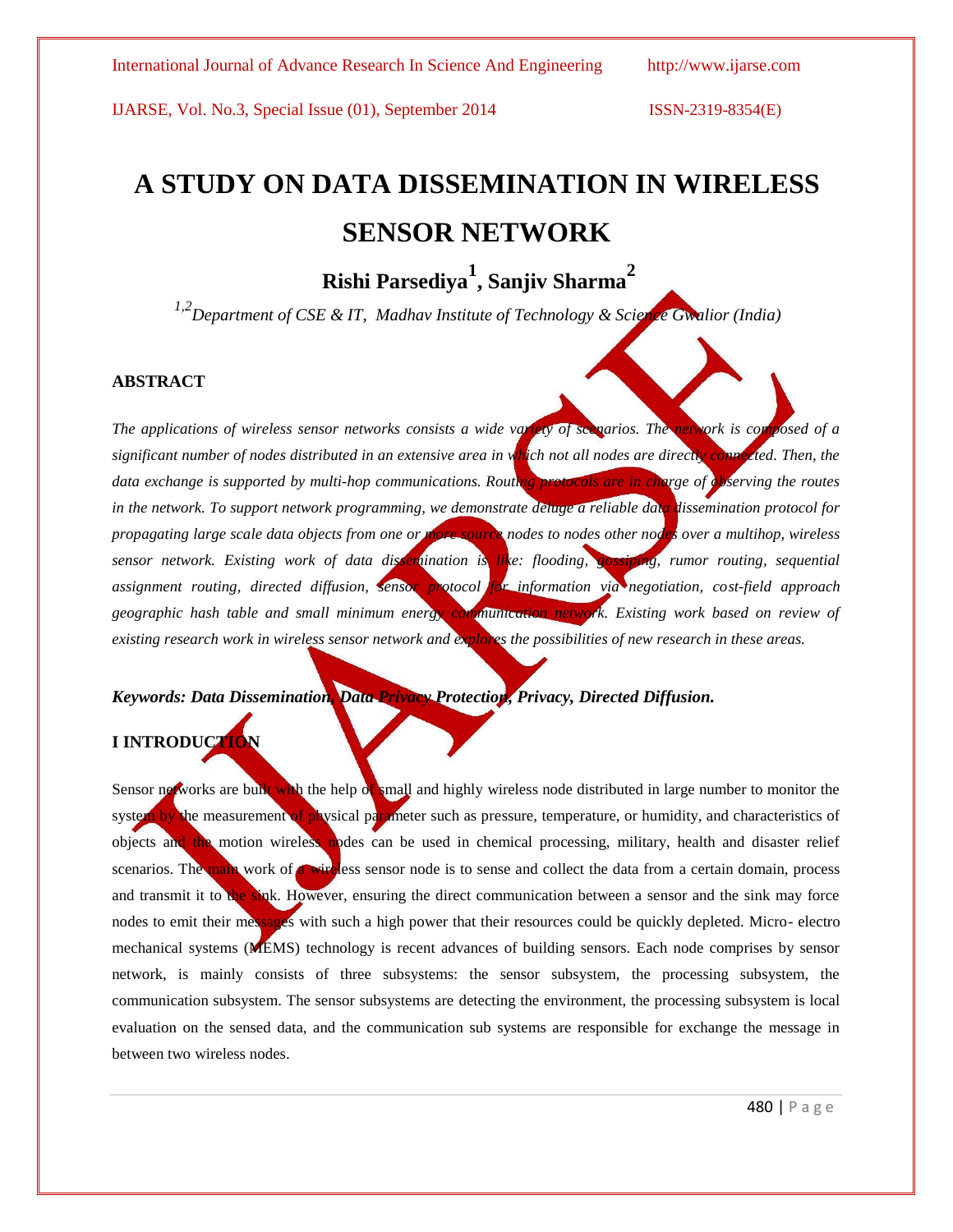# A STUDY ON DATA DISSEMINATION IN WIRELESS SENSOR NETWORK

**Rishi Parsediya[1], Sanjiv Sharma[2]**

*[1,2]Department of CSE & IT, Madhav Institute of Technology & Science Gwalior (India)*

## ABSTRACT

*The applications of wireless sensor networks consists a wide variety of scenarios. The network is composed of a significant number of nodes distributed in an extensive area in which not all nodes are directly connected. Then, the data exchange is supported by multi-hop communications. Routing protocols are in charge of observing the routes in the network. To support network programming, we demonstrate deluge a reliable data dissemination protocol for propagating large scale data objects from one or more source nodes to nodes other nodes over a multihop, wireless sensor network. Existing work of data dissemination is like: flooding, gossiping, rumor routing, sequential assignment routing, directed diffusion, sensor protocol for information via negotiation, cost-field approach geographic hash table and small minimum energy communication network. Existing work based on review of existing research work in wireless sensor network and explores the possibilities of new research in these areas.*

***Keywords: Data Dissemination, Data Privacy Protection, Privacy, Directed Diffusion.***

## I INTRODUCTION

Sensor networks are built with the help of small and highly wireless node distributed in large number to monitor the system by the measurement of physical parameter such as pressure, temperature, or humidity, and characteristics of objects and the motion wireless nodes can be used in chemical processing, military, health and disaster relief scenarios. The main work of a wireless sensor node is to sense and collect the data from a certain domain, process and transmit it to the sink. However, ensuring the direct communication between a sensor and the sink may force nodes to emit their messages with such a high power that their resources could be quickly depleted. Micro- electro mechanical systems (MEMS) technology is recent advances of building sensors. Each node comprises by sensor network, is mainly consists of three subsystems: the sensor subsystem, the processing subsystem, the communication subsystem. The sensor subsystems are detecting the environment, the processing subsystem is local evaluation on the sensed data, and the communication sub systems are responsible for exchange the message in between two wireless nodes.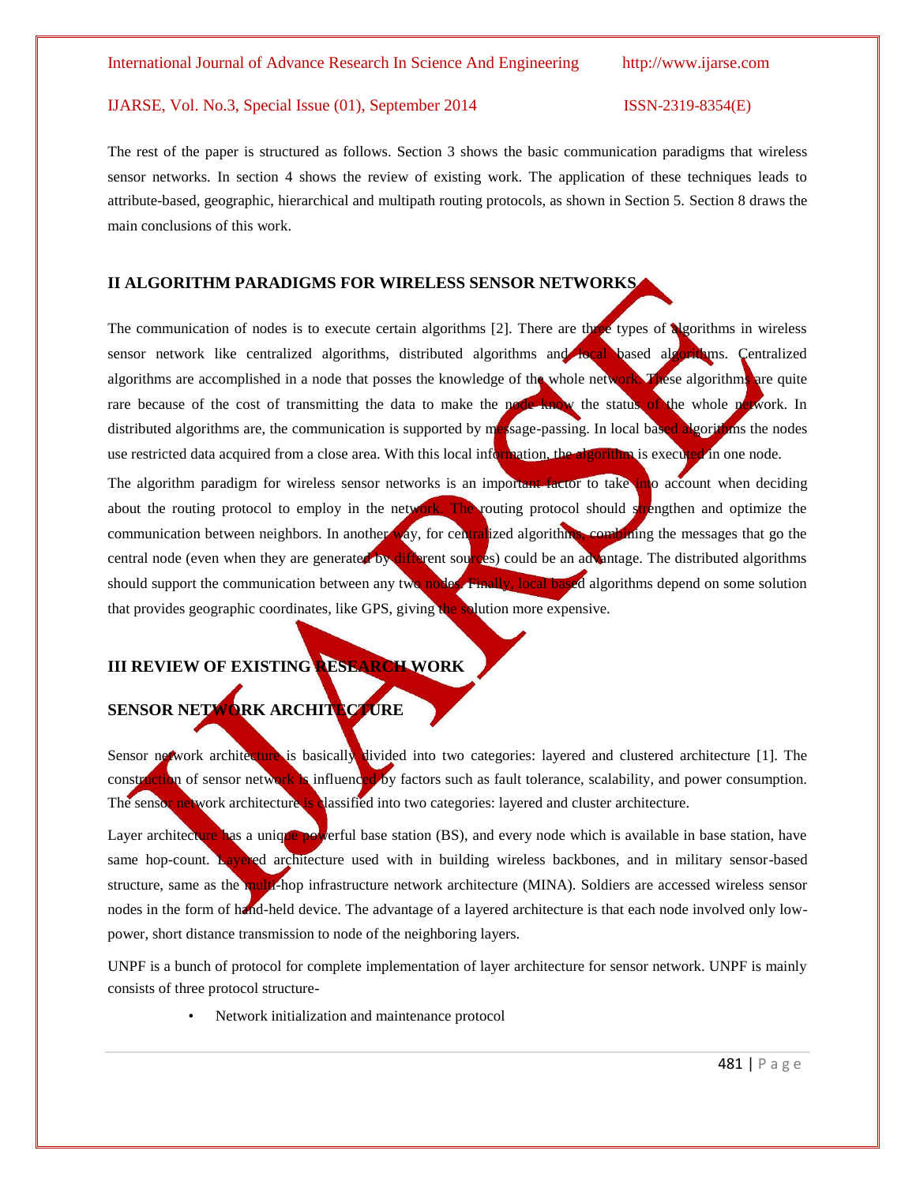The rest of the paper is structured as follows. Section 3 shows the basic communication paradigms that wireless sensor networks. In section 4 shows the review of existing work. The application of these techniques leads to attribute-based, geographic, hierarchical and multipath routing protocols, as shown in Section 5. Section 8 draws the main conclusions of this work.

## II ALGORITHM PARADIGMS FOR WIRELESS SENSOR NETWORKS

The communication of nodes is to execute certain algorithms [2]. There are three types of algorithms in wireless sensor network like centralized algorithms, distributed algorithms and local based algorithms. Centralized algorithms are accomplished in a node that posses the knowledge of the whole network. These algorithms are quite rare because of the cost of transmitting the data to make the node know the status of the whole network. In distributed algorithms are, the communication is supported by message-passing. In local based algorithms the nodes use restricted data acquired from a close area. With this local information, the algorithm is executed in one node.

The algorithm paradigm for wireless sensor networks is an important factor to take into account when deciding about the routing protocol to employ in the network. The routing protocol should strengthen and optimize the communication between neighbors. In another way, for centralized algorithms, combining the messages that go the central node (even when they are generated by different sources) could be an advantage. The distributed algorithms should support the communication between any two nodes. Finally, local based algorithms depend on some solution that provides geographic coordinates, like GPS, giving the solution more expensive.

## III REVIEW OF EXISTING RESEARCH WORK

### SENSOR NETWORK ARCHITECTURE

Sensor network architecture is basically divided into two categories: layered and clustered architecture [1]. The construction of sensor network is influenced by factors such as fault tolerance, scalability, and power consumption. The sensor network architecture is classified into two categories: layered and cluster architecture.

Layer architecture has a unique powerful base station (BS), and every node which is available in base station, have same hop-count. Layered architecture used with in building wireless backbones, and in military sensor-based structure, same as the multi-hop infrastructure network architecture (MINA). Soldiers are accessed wireless sensor nodes in the form of hand-held device. The advantage of a layered architecture is that each node involved only low-power, short distance transmission to node of the neighboring layers.

UNPF is a bunch of protocol for complete implementation of layer architecture for sensor network. UNPF is mainly consists of three protocol structure-

- Network initialization and maintenance protocol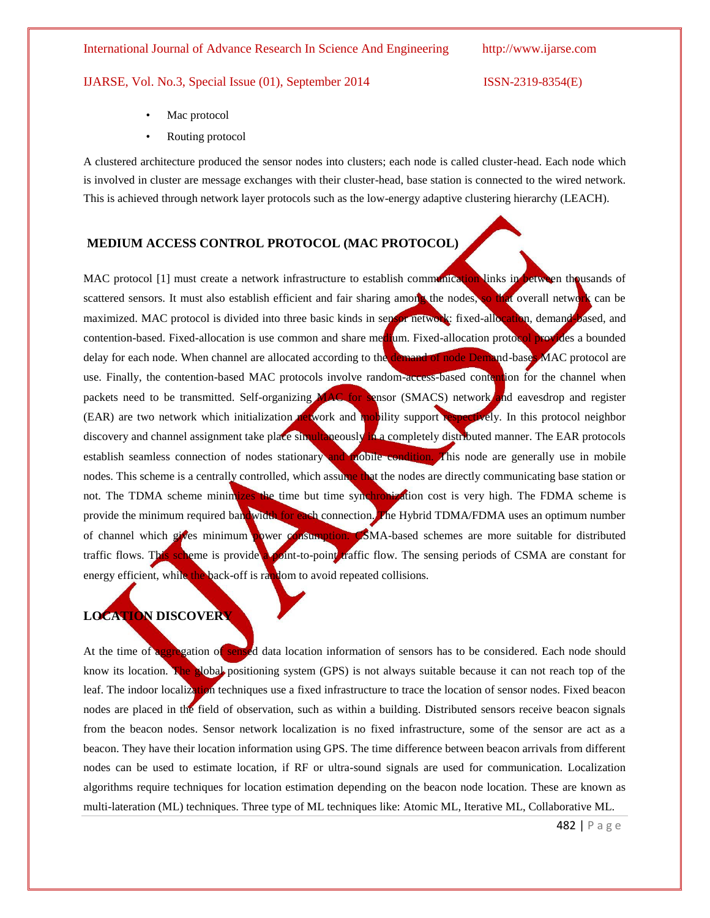- Mac protocol
- Routing protocol

A clustered architecture produced the sensor nodes into clusters; each node is called cluster-head. Each node which is involved in cluster are message exchanges with their cluster-head, base station is connected to the wired network. This is achieved through network layer protocols such as the low-energy adaptive clustering hierarchy (LEACH).

## MEDIUM ACCESS CONTROL PROTOCOL (MAC PROTOCOL)

MAC protocol [1] must create a network infrastructure to establish communication links in between thousands of scattered sensors. It must also establish efficient and fair sharing among the nodes, so that overall network can be maximized. MAC protocol is divided into three basic kinds in sensor network: fixed-allocation, demand-based, and contention-based. Fixed-allocation is use common and share medium. Fixed-allocation protocol provides a bounded delay for each node. When channel are allocated according to the demand of node Demand-bases MAC protocol are use. Finally, the contention-based MAC protocols involve random-access-based contention for the channel when packets need to be transmitted. Self-organizing MAC for sensor (SMACS) network and eavesdrop and register (EAR) are two network which initialization network and mobility support respectively. In this protocol neighbor discovery and channel assignment take place simultaneously in a completely distributed manner. The EAR protocols establish seamless connection of nodes stationary and mobile condition. This node are generally use in mobile nodes. This scheme is a centrally controlled, which assume that the nodes are directly communicating base station or not. The TDMA scheme minimizes the time but time synchronization cost is very high. The FDMA scheme is provide the minimum required bandwidth for each connection. The Hybrid TDMA/FDMA uses an optimum number of channel which gives minimum power consumption. CSMA-based schemes are more suitable for distributed traffic flows. This scheme is provide a point-to-point traffic flow. The sensing periods of CSMA are constant for energy efficient, while the back-off is random to avoid repeated collisions.

## LOCATION DISCOVERY

At the time of aggregation of sensed data location information of sensors has to be considered. Each node should know its location. The global positioning system (GPS) is not always suitable because it can not reach top of the leaf. The indoor localization techniques use a fixed infrastructure to trace the location of sensor nodes. Fixed beacon nodes are placed in the field of observation, such as within a building. Distributed sensors receive beacon signals from the beacon nodes. Sensor network localization is no fixed infrastructure, some of the sensor are act as a beacon. They have their location information using GPS. The time difference between beacon arrivals from different nodes can be used to estimate location, if RF or ultra-sound signals are used for communication. Localization algorithms require techniques for location estimation depending on the beacon node location. These are known as multi-lateration (ML) techniques. Three type of ML techniques like: Atomic ML, Iterative ML, Collaborative ML.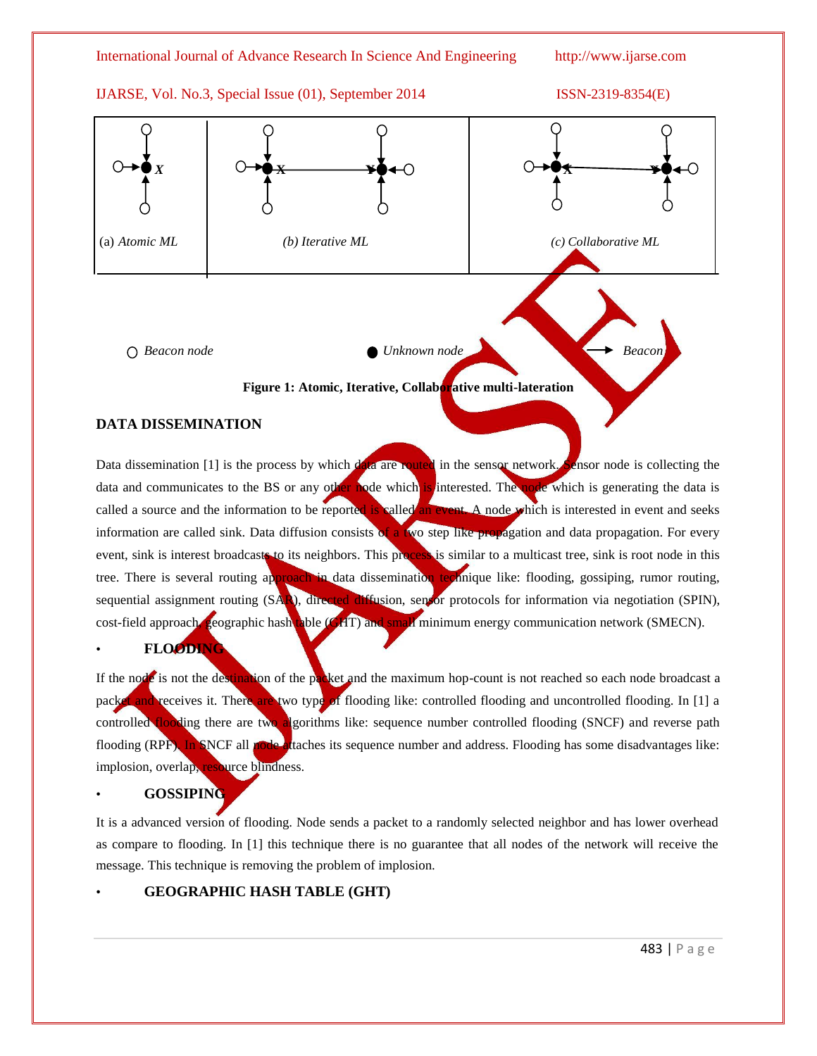(a) *Atomic ML* (b) *Iterative ML* (c) *Collaborative ML*

*Beacon node* *Unknown node* *Beacon*

**Figure 1: Atomic, Iterative, Collaborative multi-lateration**

## DATA DISSEMINATION

Data dissemination [1] is the process by which data are routed in the sensor network. Sensor node is collecting the data and communicates to the BS or any other node which is interested. The node which is generating the data is called a source and the information to be reported is called an event. A node which is interested in event and seeks information are called sink. Data diffusion consists of a two step like propagation and data propagation. For every event, sink is interest broadcasts to its neighbors. This process is similar to a multicast tree, sink is root node in this tree. There is several routing approach in data dissemination technique like: flooding, gossiping, rumor routing, sequential assignment routing (SAR), directed diffusion, sensor protocols for information via negotiation (SPIN), cost-field approach, geographic hash table (GHT) and small minimum energy communication network (SMECN).

- **FLOODING**

If the node is not the destination of the packet and the maximum hop-count is not reached so each node broadcast a packet and receives it. There are two type of flooding like: controlled flooding and uncontrolled flooding. In [1] a controlled flooding there are two algorithms like: sequence number controlled flooding (SNCF) and reverse path flooding (RPF). In SNCF all node attaches its sequence number and address. Flooding has some disadvantages like: implosion, overlap, resource blindness.

- **GOSSIPING**

It is a advanced version of flooding. Node sends a packet to a randomly selected neighbor and has lower overhead as compare to flooding. In [1] this technique there is no guarantee that all nodes of the network will receive the message. This technique is removing the problem of implosion.

- **GEOGRAPHIC HASH TABLE (GHT)**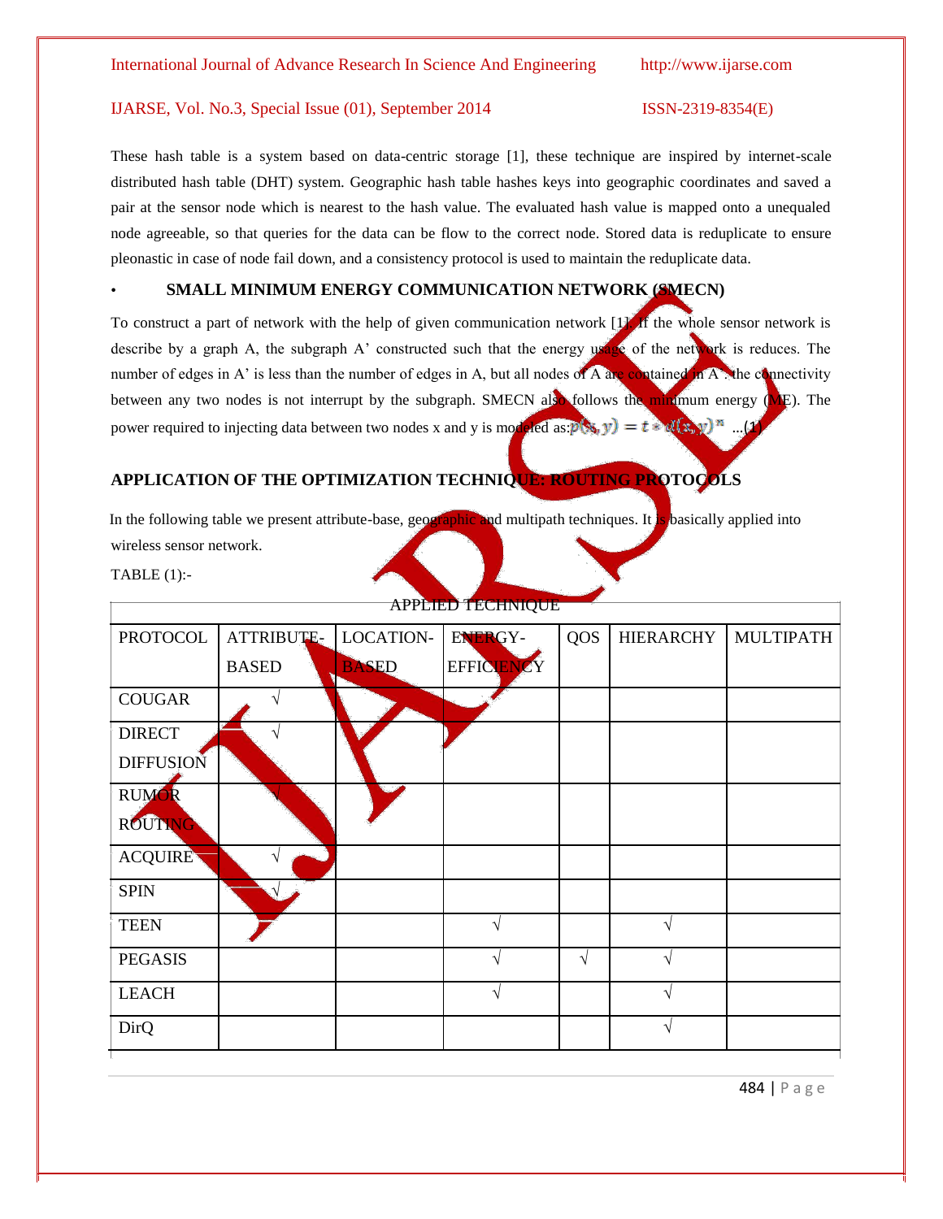These hash table is a system based on data-centric storage [1], these technique are inspired by internet-scale distributed hash table (DHT) system. Geographic hash table hashes keys into geographic coordinates and saved a pair at the sensor node which is nearest to the hash value. The evaluated hash value is mapped onto a unequaled node agreeable, so that queries for the data can be flow to the correct node. Stored data is reduplicate to ensure pleonastic in case of node fail down, and a consistency protocol is used to maintain the reduplicate data.

- **SMALL MINIMUM ENERGY COMMUNICATION NETWORK (SMECN)**

To construct a part of network with the help of given communication network [1]. If the whole sensor network is describe by a graph A, the subgraph A' constructed such that the energy usage of the network is reduces. The number of edges in A' is less than the number of edges in A, but all nodes of A are contained in A'. the connectivity between any two nodes is not interrupt by the subgraph. SMECN also follows the minimum energy (ME). The power required to injecting data between two nodes x and y is modeled as: $p(x, y) = t * d(x, y)^n$ ...(1)

## APPLICATION OF THE OPTIMIZATION TECHNIQUE: ROUTING PROTOCOLS

In the following table we present attribute-base, geographic and multipath techniques. It is basically applied into wireless sensor network.

TABLE (1):-

| | APPLIED TECHNIQUE | | | | | |
|---|---|---|---|---|---|---|
| PROTOCOL | ATTRIBUTE-BASED | LOCATION-BASED | ENERGY-EFFICIENCY | QOS | HIERARCHY | MULTIPATH |
| COUGAR | √ | | | | | |
| DIRECT DIFFUSION | √ | | | | | |
| RUMOR ROUTING | √ | | | | | |
| ACQUIRE | √ | | | | | |
| SPIN | √ | | | | | |
| TEEN | | | √ | | √ | |
| PEGASIS | | | √ | √ | √ | |
| LEACH | | | √ | | √ | |
| DirQ | | | | | √ | |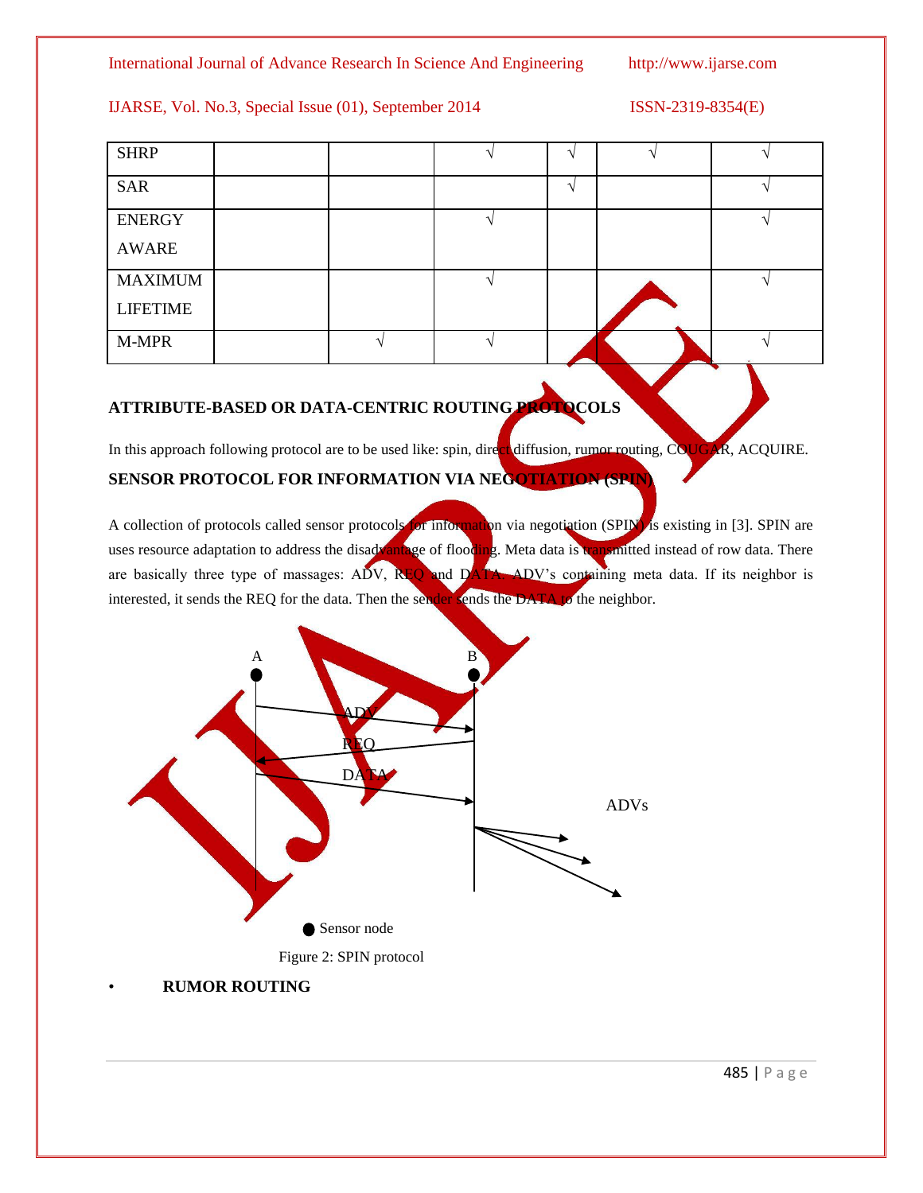| | | | | | | |
|---|---|---|---|---|---|---|
| SHRP | | | √ | √ | √ | √ |
| SAR | | | | √ | | √ |
| ENERGY AWARE | | | √ | | | √ |
| MAXIMUM LIFETIME | | | √ | | | √ |
| M-MPR | | √ | √ | | | √ |

## ATTRIBUTE-BASED OR DATA-CENTRIC ROUTING PROTOCOLS

In this approach following protocol are to be used like: spin, direct diffusion, rumor routing, COUGAR, ACQUIRE.

## SENSOR PROTOCOL FOR INFORMATION VIA NEGOTIATION (SPIN)

A collection of protocols called sensor protocols for information via negotiation (SPIN) is existing in [3]. SPIN are uses resource adaptation to address the disadvantage of flooding. Meta data is transmitted instead of row data. There are basically three type of massages: ADV, REQ and DATA. ADV's containing meta data. If its neighbor is interested, it sends the REQ for the data. Then the sender sends the DATA to the neighbor.

Figure 2: SPIN protocol

- **RUMOR ROUTING**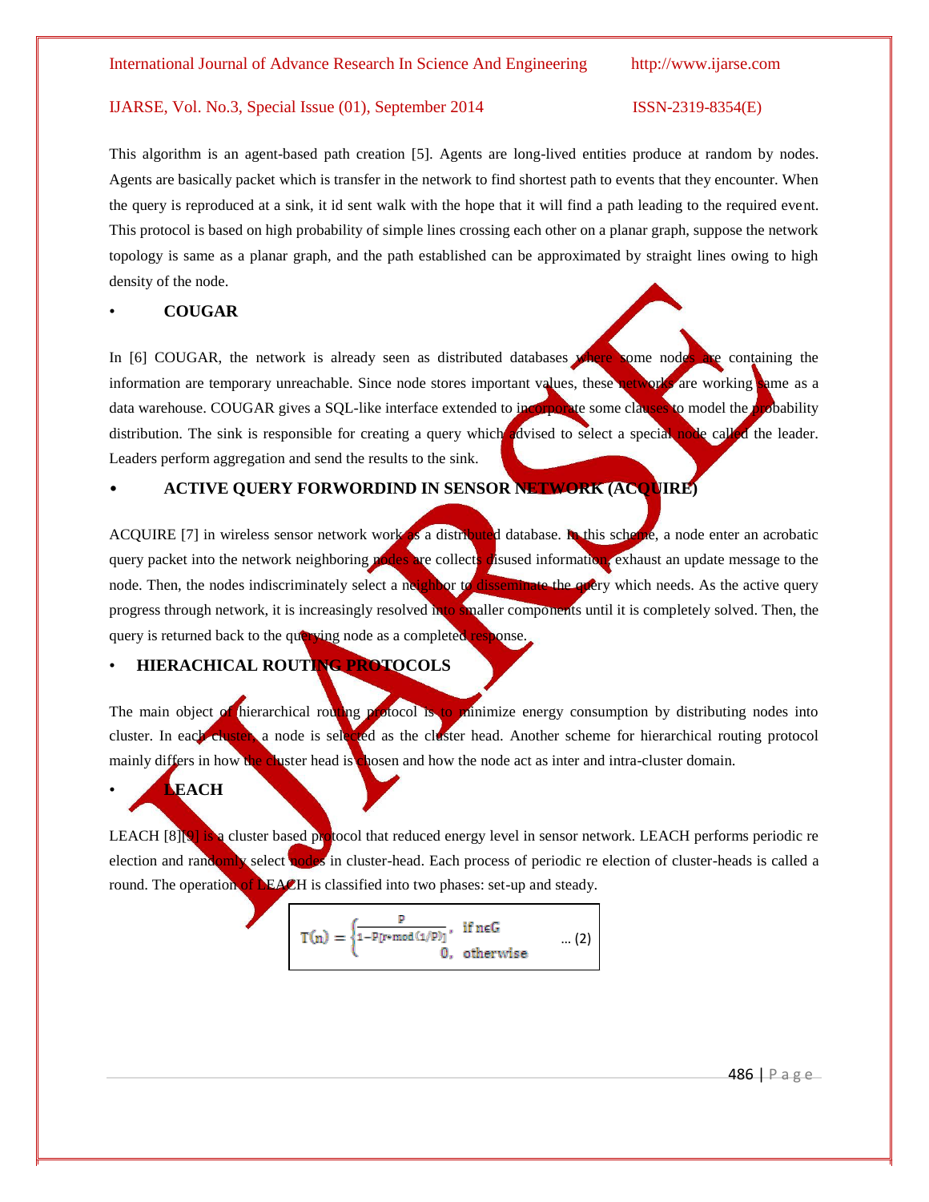This algorithm is an agent-based path creation [5]. Agents are long-lived entities produce at random by nodes. Agents are basically packet which is transfer in the network to find shortest path to events that they encounter. When the query is reproduced at a sink, it id sent walk with the hope that it will find a path leading to the required event. This protocol is based on high probability of simple lines crossing each other on a planar graph, suppose the network topology is same as a planar graph, and the path established can be approximated by straight lines owing to high density of the node.

- **COUGAR**

In [6] COUGAR, the network is already seen as distributed databases where some nodes are containing the information are temporary unreachable. Since node stores important values, these networks are working same as a data warehouse. COUGAR gives a SQL-like interface extended to incorporate some clauses to model the probability distribution. The sink is responsible for creating a query which advised to select a special node called the leader. Leaders perform aggregation and send the results to the sink.

- **ACTIVE QUERY FORWORDIND IN SENSOR NETWORK (ACQUIRE)**

ACQUIRE [7] in wireless sensor network work as a distributed database. In this scheme, a node enter an acrobatic query packet into the network neighboring nodes are collects disused information, exhaust an update message to the node. Then, the nodes indiscriminately select a neighbor to disseminate the query which needs. As the active query progress through network, it is increasingly resolved into smaller components until it is completely solved. Then, the query is returned back to the querying node as a completed response.

- **HIERACHICAL ROUTING PROTOCOLS**

The main object of hierarchical routing protocol is to minimize energy consumption by distributing nodes into cluster. In each cluster, a node is selected as the cluster head. Another scheme for hierarchical routing protocol mainly differs in how the cluster head is chosen and how the node act as inter and intra-cluster domain.

- **LEACH**

LEACH [8][9] is a cluster based protocol that reduced energy level in sensor network. LEACH performs periodic re election and randomly select nodes in cluster-head. Each process of periodic re election of cluster-heads is called a round. The operation of LEACH is classified into two phases: set-up and steady.

$$T(n) = \begin{cases} \frac{P}{1-P[r*\mathrm{mod}(1/P)]}, & \text{if } n\in G \\ 0, & \text{otherwise} \end{cases} \quad \dots (2)$$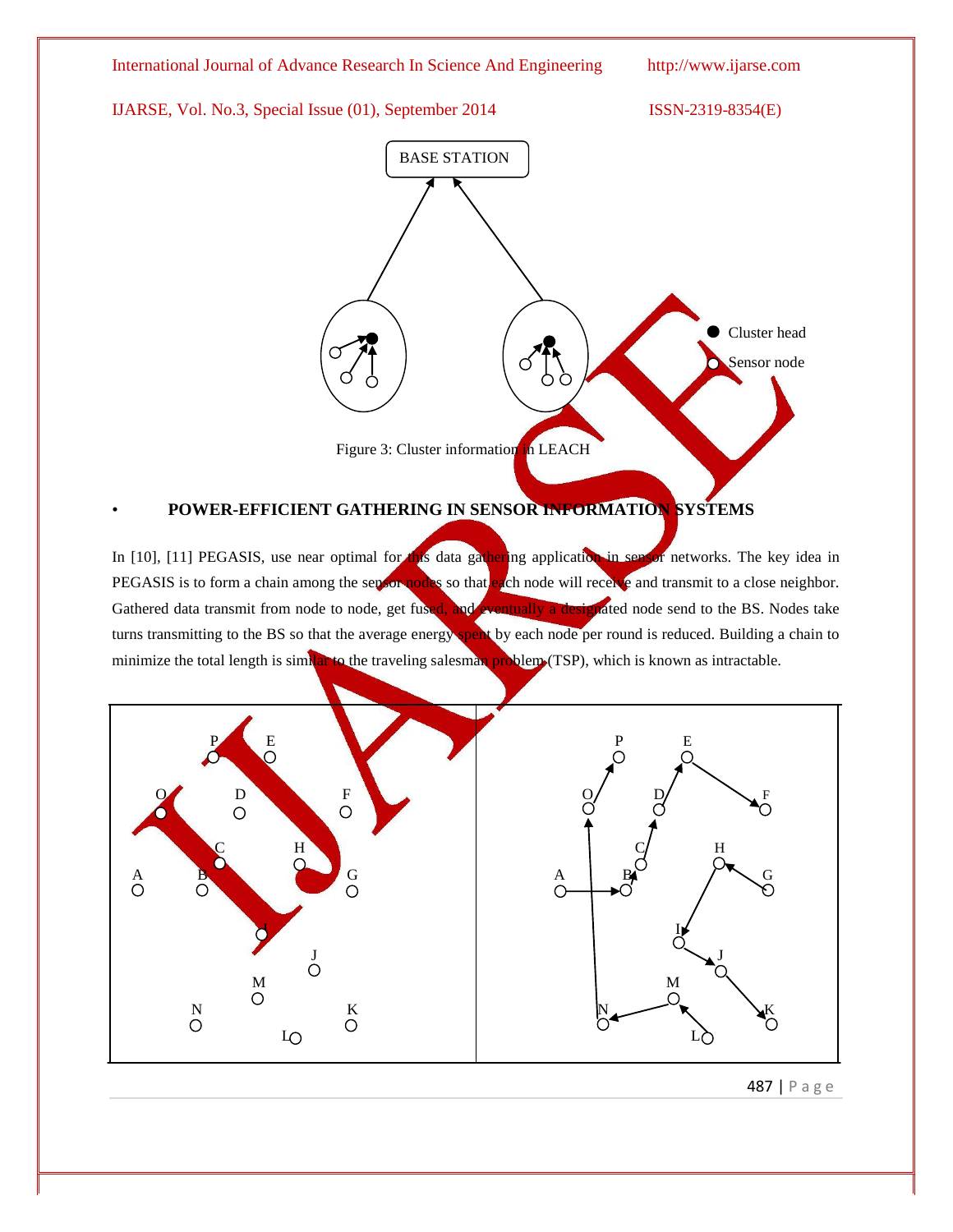Figure 3: Cluster information in LEACH

- **POWER-EFFICIENT GATHERING IN SENSOR INFORMATION SYSTEMS**

In [10], [11] PEGASIS, use near optimal for this data gathering application in sensor networks. The key idea in PEGASIS is to form a chain among the sensor nodes so that each node will receive and transmit to a close neighbor. Gathered data transmit from node to node, get fused, and eventually a designated node send to the BS. Nodes take turns transmitting to the BS so that the average energy spent by each node per round is reduced. Building a chain to minimize the total length is similar to the traveling salesman problem (TSP), which is known as intractable.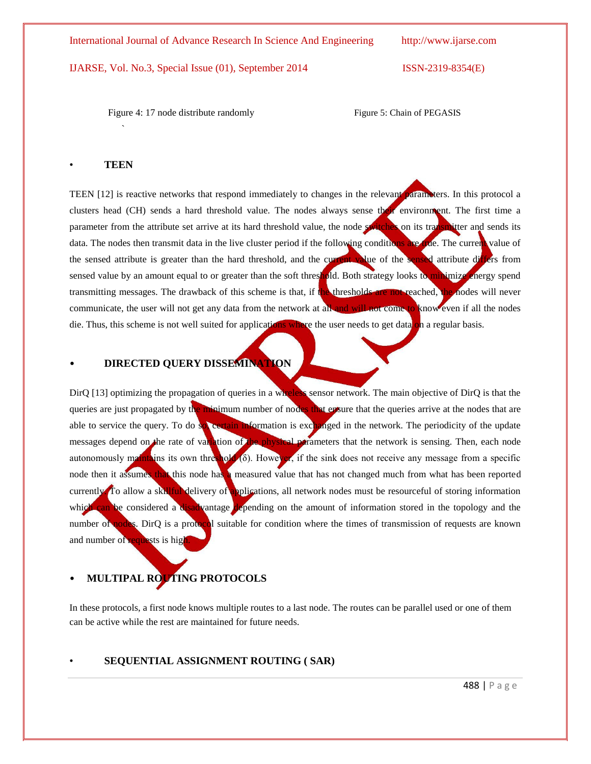Figure 4: 17 node distribute randomly

Figure 5: Chain of PEGASIS

- **TEEN**

TEEN [12] is reactive networks that respond immediately to changes in the relevant parameters. In this protocol a clusters head (CH) sends a hard threshold value. The nodes always sense their environment. The first time a parameter from the attribute set arrive at its hard threshold value, the node switches on its transmitter and sends its data. The nodes then transmit data in the live cluster period if the following conditions are true. The current value of the sensed attribute is greater than the hard threshold, and the current value of the sensed attribute differs from sensed value by an amount equal to or greater than the soft threshold. Both strategy looks to minimize energy spend transmitting messages. The drawback of this scheme is that, if the thresholds are not reached, the nodes will never communicate, the user will not get any data from the network at all and will not come to know even if all the nodes die. Thus, this scheme is not well suited for applications where the user needs to get data on a regular basis.

- **DIRECTED QUERY DISSEMINATION**

DirQ [13] optimizing the propagation of queries in a wireless sensor network. The main objective of DirQ is that the queries are just propagated by the minimum number of nodes that ensure that the queries arrive at the nodes that are able to service the query. To do so, certain information is exchanged in the network. The periodicity of the update messages depend on the rate of variation of the physical parameters that the network is sensing. Then, each node autonomously maintains its own threshold (δ). However, if the sink does not receive any message from a specific node then it assumes that this node has a measured value that has not changed much from what has been reported currently. To allow a skillful delivery of applications, all network nodes must be resourceful of storing information which can be considered a disadvantage depending on the amount of information stored in the topology and the number of nodes. DirQ is a protocol suitable for condition where the times of transmission of requests are known and number of requests is high.

- **MULTIPAL ROUTING PROTOCOLS**

In these protocols, a first node knows multiple routes to a last node. The routes can be parallel used or one of them can be active while the rest are maintained for future needs.

- **SEQUENTIAL ASSIGNMENT ROUTING ( SAR)**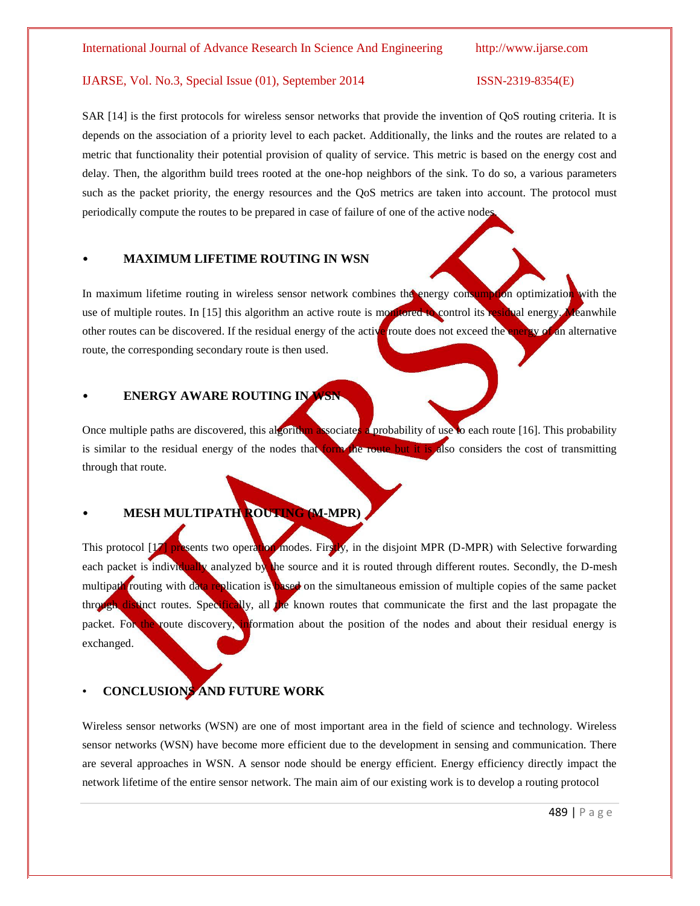SAR [14] is the first protocols for wireless sensor networks that provide the invention of QoS routing criteria. It is depends on the association of a priority level to each packet. Additionally, the links and the routes are related to a metric that functionality their potential provision of quality of service. This metric is based on the energy cost and delay. Then, the algorithm build trees rooted at the one-hop neighbors of the sink. To do so, a various parameters such as the packet priority, the energy resources and the QoS metrics are taken into account. The protocol must periodically compute the routes to be prepared in case of failure of one of the active nodes.

- **MAXIMUM LIFETIME ROUTING IN WSN**

In maximum lifetime routing in wireless sensor network combines the energy consumption optimization with the use of multiple routes. In [15] this algorithm an active route is monitored to control its residual energy. Meanwhile other routes can be discovered. If the residual energy of the active route does not exceed the energy of an alternative route, the corresponding secondary route is then used.

- **ENERGY AWARE ROUTING IN WSN**

Once multiple paths are discovered, this algorithm associates a probability of use to each route [16]. This probability is similar to the residual energy of the nodes that form the route but it is also considers the cost of transmitting through that route.

- **MESH MULTIPATH ROUTING (M-MPR)**

This protocol [17] presents two operation modes. Firstly, in the disjoint MPR (D-MPR) with Selective forwarding each packet is individually analyzed by the source and it is routed through different routes. Secondly, the D-mesh multipath routing with data replication is based on the simultaneous emission of multiple copies of the same packet through distinct routes. Specifically, all the known routes that communicate the first and the last propagate the packet. For the route discovery, information about the position of the nodes and about their residual energy is exchanged.

- **CONCLUSIONS AND FUTURE WORK**

Wireless sensor networks (WSN) are one of most important area in the field of science and technology. Wireless sensor networks (WSN) have become more efficient due to the development in sensing and communication. There are several approaches in WSN. A sensor node should be energy efficient. Energy efficiency directly impact the network lifetime of the entire sensor network. The main aim of our existing work is to develop a routing protocol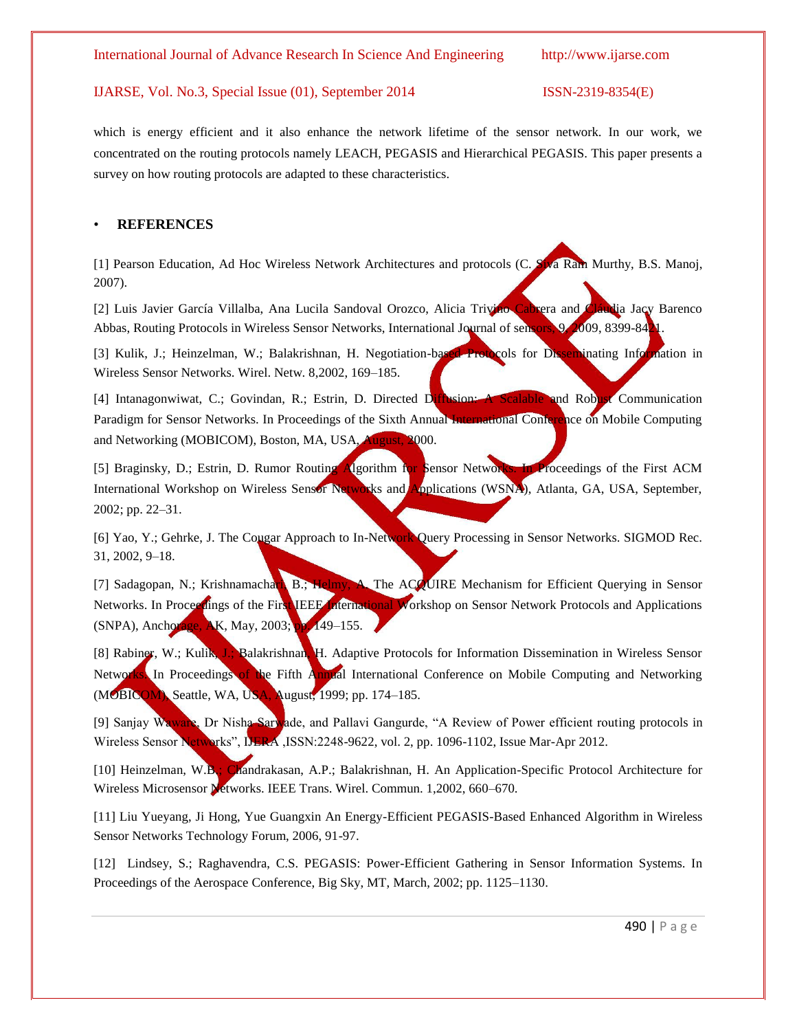which is energy efficient and it also enhance the network lifetime of the sensor network. In our work, we concentrated on the routing protocols namely LEACH, PEGASIS and Hierarchical PEGASIS. This paper presents a survey on how routing protocols are adapted to these characteristics.

## • REFERENCES

[1] Pearson Education, Ad Hoc Wireless Network Architectures and protocols (C. Siva Ram Murthy, B.S. Manoj, 2007).

[2] Luis Javier García Villalba, Ana Lucila Sandoval Orozco, Alicia Triviño Cabrera and Cláudia Jacy Barenco Abbas, Routing Protocols in Wireless Sensor Networks, International Journal of sensors, 9, 2009, 8399-8421.

[3] Kulik, J.; Heinzelman, W.; Balakrishnan, H. Negotiation-based Protocols for Disseminating Information in Wireless Sensor Networks. Wirel. Netw. 8,2002, 169–185.

[4] Intanagonwiwat, C.; Govindan, R.; Estrin, D. Directed Diffusion: A Scalable and Robust Communication Paradigm for Sensor Networks. In Proceedings of the Sixth Annual International Conference on Mobile Computing and Networking (MOBICOM), Boston, MA, USA, August, 2000.

[5] Braginsky, D.; Estrin, D. Rumor Routing Algorithm for Sensor Networks. In Proceedings of the First ACM International Workshop on Wireless Sensor Networks and Applications (WSNA), Atlanta, GA, USA, September, 2002; pp. 22–31.

[6] Yao, Y.; Gehrke, J. The Cougar Approach to In-Network Query Processing in Sensor Networks. SIGMOD Rec. 31, 2002, 9–18.

[7] Sadagopan, N.; Krishnamachari, B.; Helmy, A. The ACQUIRE Mechanism for Efficient Querying in Sensor Networks. In Proceedings of the First IEEE International Workshop on Sensor Network Protocols and Applications (SNPA), Anchorage, AK, May, 2003; pp. 149–155.

[8] Rabiner, W.; Kulik, J.; Balakrishnan, H. Adaptive Protocols for Information Dissemination in Wireless Sensor Networks. In Proceedings of the Fifth Annual International Conference on Mobile Computing and Networking (MOBICOM), Seattle, WA, USA, August, 1999; pp. 174–185.

[9] Sanjay Waware, Dr Nisha Sarwade, and Pallavi Gangurde, "A Review of Power efficient routing protocols in Wireless Sensor Networks", IJERA ,ISSN:2248-9622, vol. 2, pp. 1096-1102, Issue Mar-Apr 2012.

[10] Heinzelman, W.B.; Chandrakasan, A.P.; Balakrishnan, H. An Application-Specific Protocol Architecture for Wireless Microsensor Networks. IEEE Trans. Wirel. Commun. 1,2002, 660–670.

[11] Liu Yueyang, Ji Hong, Yue Guangxin An Energy-Efficient PEGASIS-Based Enhanced Algorithm in Wireless Sensor Networks Technology Forum, 2006, 91-97.

[12] Lindsey, S.; Raghavendra, C.S. PEGASIS: Power-Efficient Gathering in Sensor Information Systems. In Proceedings of the Aerospace Conference, Big Sky, MT, March, 2002; pp. 1125–1130.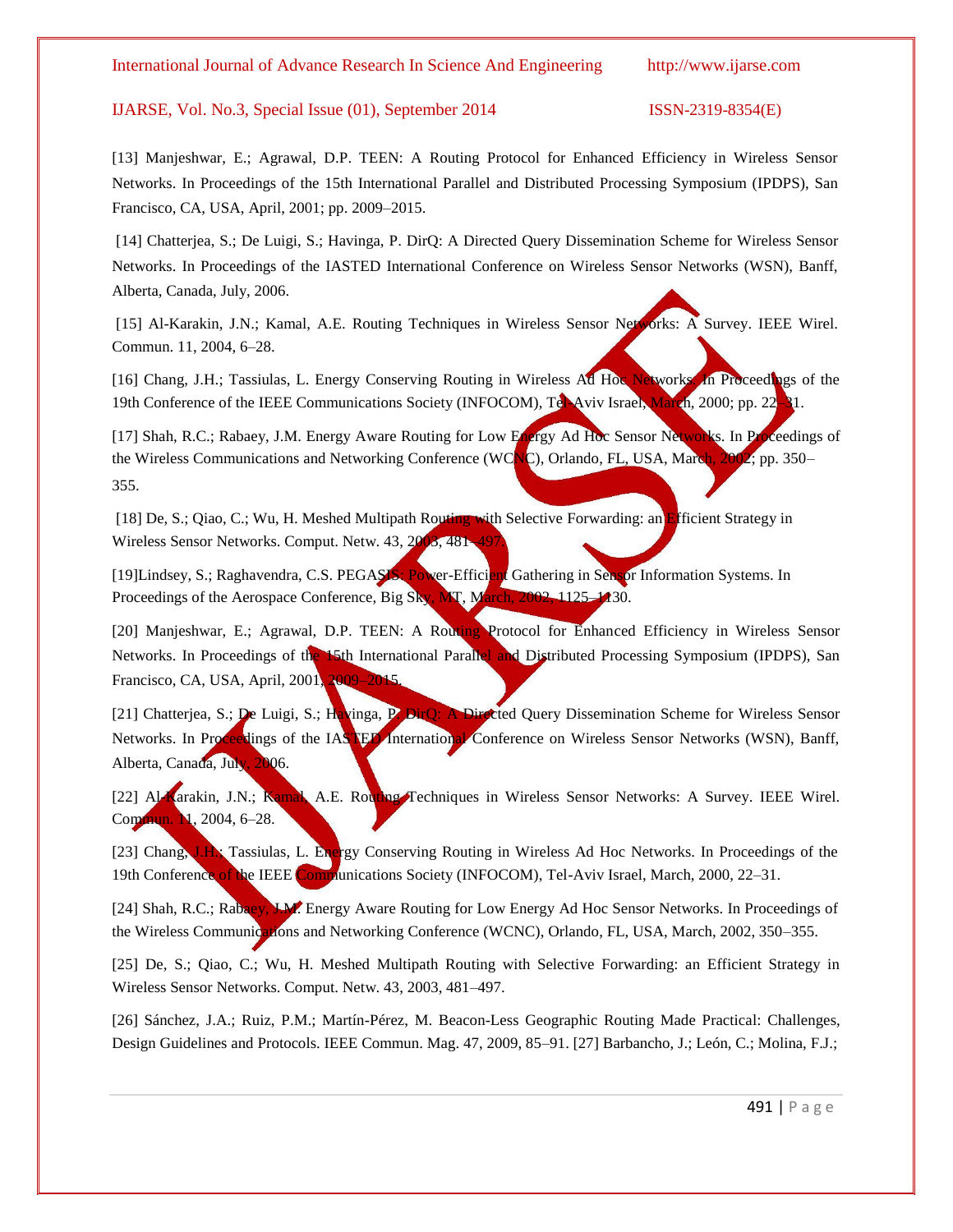[13] Manjeshwar, E.; Agrawal, D.P. TEEN: A Routing Protocol for Enhanced Efficiency in Wireless Sensor Networks. In Proceedings of the 15th International Parallel and Distributed Processing Symposium (IPDPS), San Francisco, CA, USA, April, 2001; pp. 2009–2015.

[14] Chatterjea, S.; De Luigi, S.; Havinga, P. DirQ: A Directed Query Dissemination Scheme for Wireless Sensor Networks. In Proceedings of the IASTED International Conference on Wireless Sensor Networks (WSN), Banff, Alberta, Canada, July, 2006.

[15] Al-Karakin, J.N.; Kamal, A.E. Routing Techniques in Wireless Sensor Networks: A Survey. IEEE Wirel. Commun. 11, 2004, 6–28.

[16] Chang, J.H.; Tassiulas, L. Energy Conserving Routing in Wireless Ad Hoc Networks. In Proceedings of the 19th Conference of the IEEE Communications Society (INFOCOM), Tel-Aviv Israel, March, 2000; pp. 22–31.

[17] Shah, R.C.; Rabaey, J.M. Energy Aware Routing for Low Energy Ad Hoc Sensor Networks. In Proceedings of the Wireless Communications and Networking Conference (WCNC), Orlando, FL, USA, March, 2002; pp. 350–355.

[18] De, S.; Qiao, C.; Wu, H. Meshed Multipath Routing with Selective Forwarding: an Efficient Strategy in Wireless Sensor Networks. Comput. Netw. 43, 2003, 481–497.

[19]Lindsey, S.; Raghavendra, C.S. PEGASIS: Power-Efficient Gathering in Sensor Information Systems. In Proceedings of the Aerospace Conference, Big Sky, MT, March, 2002, 1125–1130.

[20] Manjeshwar, E.; Agrawal, D.P. TEEN: A Routing Protocol for Enhanced Efficiency in Wireless Sensor Networks. In Proceedings of the 15th International Parallel and Distributed Processing Symposium (IPDPS), San Francisco, CA, USA, April, 2001, 2009–2015.

[21] Chatterjea, S.; De Luigi, S.; Havinga, P. DirQ: A Directed Query Dissemination Scheme for Wireless Sensor Networks. In Proceedings of the IASTED International Conference on Wireless Sensor Networks (WSN), Banff, Alberta, Canada, July, 2006.

[22] Al-Karakin, J.N.; Kamal, A.E. Routing Techniques in Wireless Sensor Networks: A Survey. IEEE Wirel. Commun. 11, 2004, 6–28.

[23] Chang, J.H.; Tassiulas, L. Energy Conserving Routing in Wireless Ad Hoc Networks. In Proceedings of the 19th Conference of the IEEE Communications Society (INFOCOM), Tel-Aviv Israel, March, 2000, 22–31.

[24] Shah, R.C.; Rabaey, J.M. Energy Aware Routing for Low Energy Ad Hoc Sensor Networks. In Proceedings of the Wireless Communications and Networking Conference (WCNC), Orlando, FL, USA, March, 2002, 350–355.

[25] De, S.; Qiao, C.; Wu, H. Meshed Multipath Routing with Selective Forwarding: an Efficient Strategy in Wireless Sensor Networks. Comput. Netw. 43, 2003, 481–497.

[26] Sánchez, J.A.; Ruiz, P.M.; Martín-Pérez, M. Beacon-Less Geographic Routing Made Practical: Challenges, Design Guidelines and Protocols. IEEE Commun. Mag. 47, 2009, 85–91. [27] Barbancho, J.; León, C.; Molina, F.J.;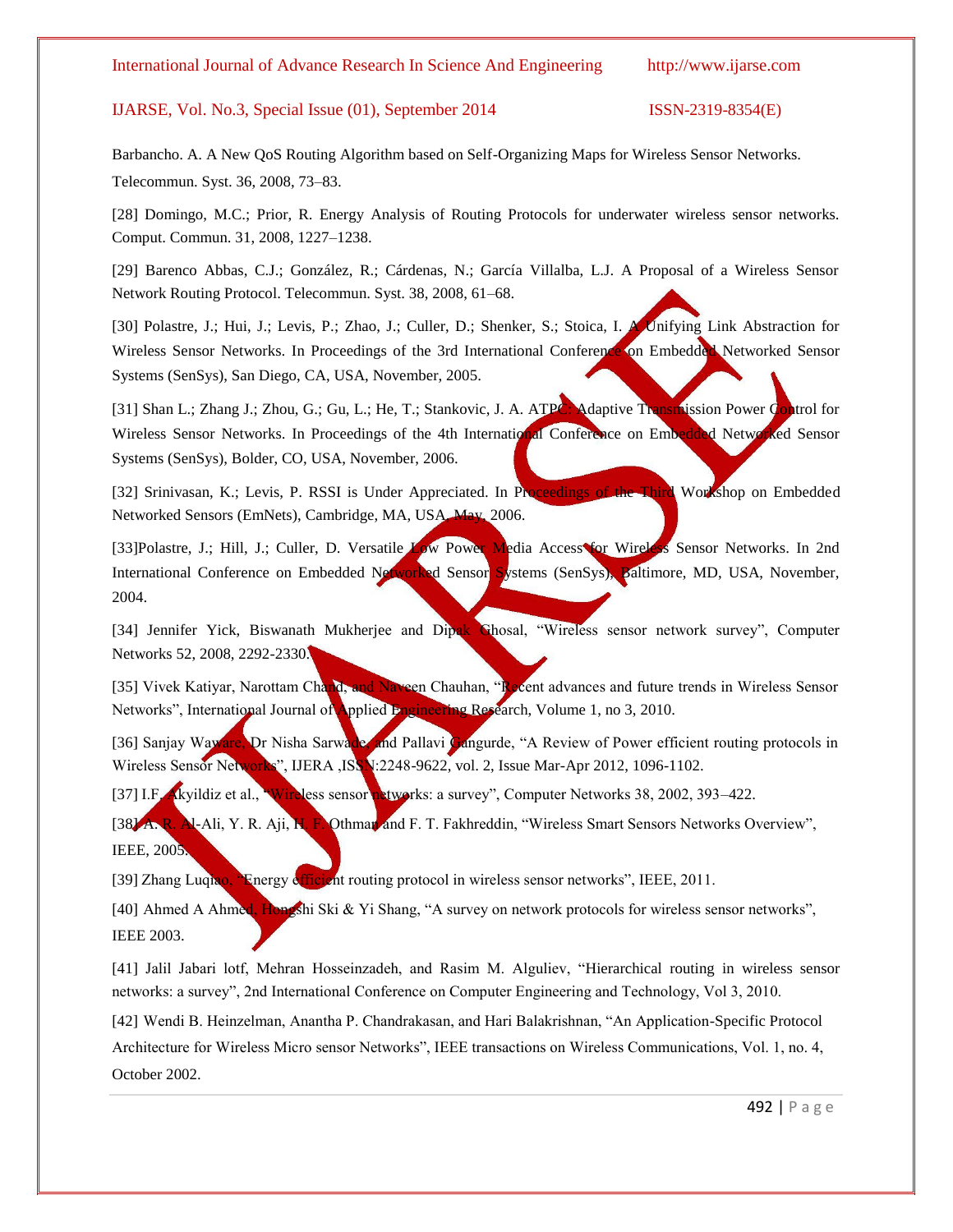Barbancho. A. A New QoS Routing Algorithm based on Self-Organizing Maps for Wireless Sensor Networks. Telecommun. Syst. 36, 2008, 73–83.

[28] Domingo, M.C.; Prior, R. Energy Analysis of Routing Protocols for underwater wireless sensor networks. Comput. Commun. 31, 2008, 1227–1238.

[29] Barenco Abbas, C.J.; González, R.; Cárdenas, N.; García Villalba, L.J. A Proposal of a Wireless Sensor Network Routing Protocol. Telecommun. Syst. 38, 2008, 61–68.

[30] Polastre, J.; Hui, J.; Levis, P.; Zhao, J.; Culler, D.; Shenker, S.; Stoica, I. A Unifying Link Abstraction for Wireless Sensor Networks. In Proceedings of the 3rd International Conference on Embedded Networked Sensor Systems (SenSys), San Diego, CA, USA, November, 2005.

[31] Shan L.; Zhang J.; Zhou, G.; Gu, L.; He, T.; Stankovic, J. A. ATPC: Adaptive Transmission Power Control for Wireless Sensor Networks. In Proceedings of the 4th International Conference on Embedded Networked Sensor Systems (SenSys), Bolder, CO, USA, November, 2006.

[32] Srinivasan, K.; Levis, P. RSSI is Under Appreciated. In Proceedings of the Third Workshop on Embedded Networked Sensors (EmNets), Cambridge, MA, USA, May, 2006.

[33]Polastre, J.; Hill, J.; Culler, D. Versatile Low Power Media Access for Wireless Sensor Networks. In 2nd International Conference on Embedded Networked Sensor Systems (SenSys), Baltimore, MD, USA, November, 2004.

[34] Jennifer Yick, Biswanath Mukherjee and Dipak Ghosal, "Wireless sensor network survey", Computer Networks 52, 2008, 2292-2330.

[35] Vivek Katiyar, Narottam Chand, and Naveen Chauhan, "Recent advances and future trends in Wireless Sensor Networks", International Journal of Applied Engineering Research, Volume 1, no 3, 2010.

[36] Sanjay Waware, Dr Nisha Sarwade, and Pallavi Gangurde, "A Review of Power efficient routing protocols in Wireless Sensor Networks", IJERA ,ISSN:2248-9622, vol. 2, Issue Mar-Apr 2012, 1096-1102.

[37] I.F. Akyildiz et al., "Wireless sensor networks: a survey", Computer Networks 38, 2002, 393–422.

[38] A. R. Al-Ali, Y. R. Aji, H. F. Othman and F. T. Fakhreddin, "Wireless Smart Sensors Networks Overview", IEEE, 2005.

[39] Zhang Luqiao, "Energy efficient routing protocol in wireless sensor networks", IEEE, 2011.

[40] Ahmed A Ahmed, Hongshi Ski & Yi Shang, "A survey on network protocols for wireless sensor networks", IEEE 2003.

[41] Jalil Jabari lotf, Mehran Hosseinzadeh, and Rasim M. Alguliev, "Hierarchical routing in wireless sensor networks: a survey", 2nd International Conference on Computer Engineering and Technology, Vol 3, 2010.

[42] Wendi B. Heinzelman, Anantha P. Chandrakasan, and Hari Balakrishnan, "An Application-Specific Protocol Architecture for Wireless Micro sensor Networks", IEEE transactions on Wireless Communications, Vol. 1, no. 4, October 2002.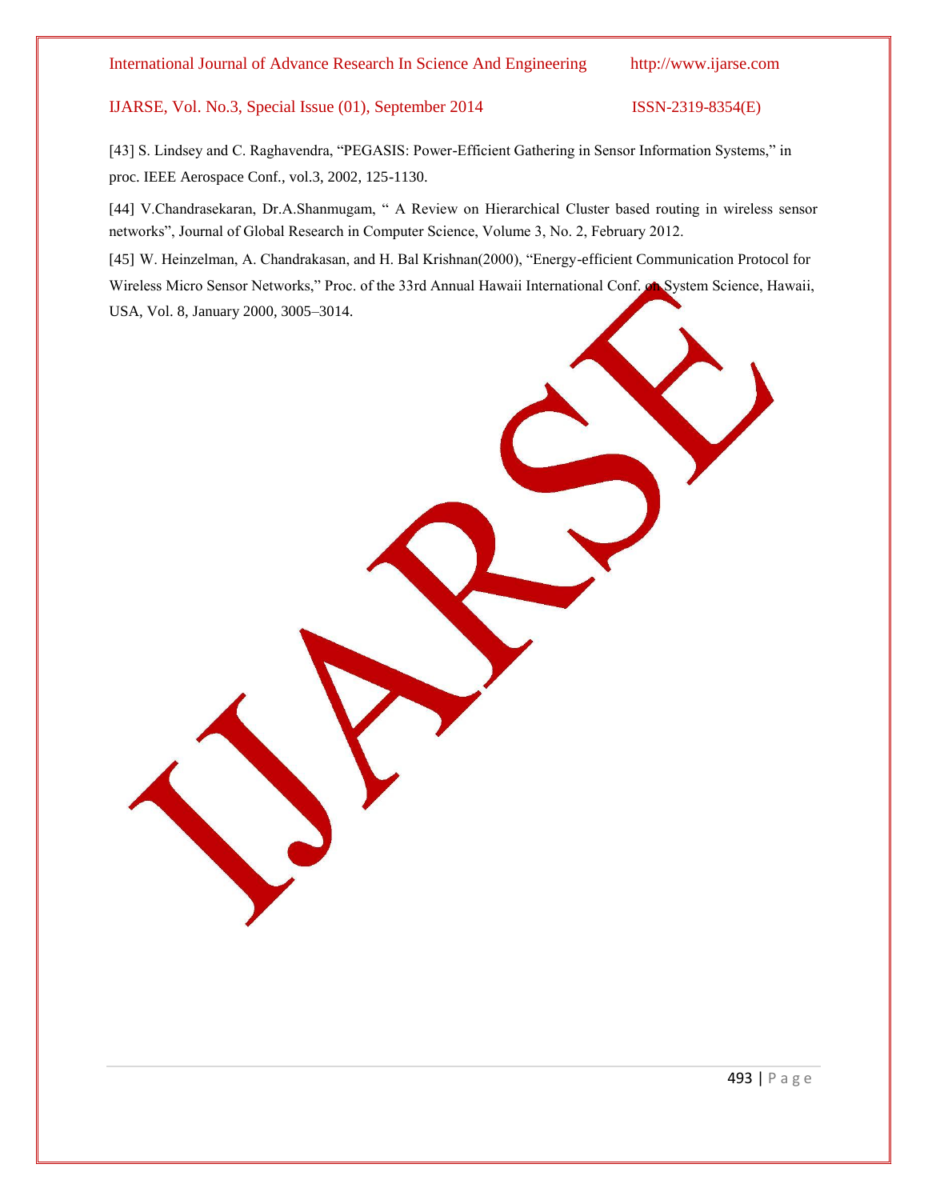[43] S. Lindsey and C. Raghavendra, "PEGASIS: Power-Efficient Gathering in Sensor Information Systems," in proc. IEEE Aerospace Conf., vol.3, 2002, 125-1130.

[44] V.Chandrasekaran, Dr.A.Shanmugam, " A Review on Hierarchical Cluster based routing in wireless sensor networks", Journal of Global Research in Computer Science, Volume 3, No. 2, February 2012.

[45] W. Heinzelman, A. Chandrakasan, and H. Bal Krishnan(2000), "Energy-efficient Communication Protocol for Wireless Micro Sensor Networks," Proc. of the 33rd Annual Hawaii International Conf. on System Science, Hawaii, USA, Vol. 8, January 2000, 3005–3014.